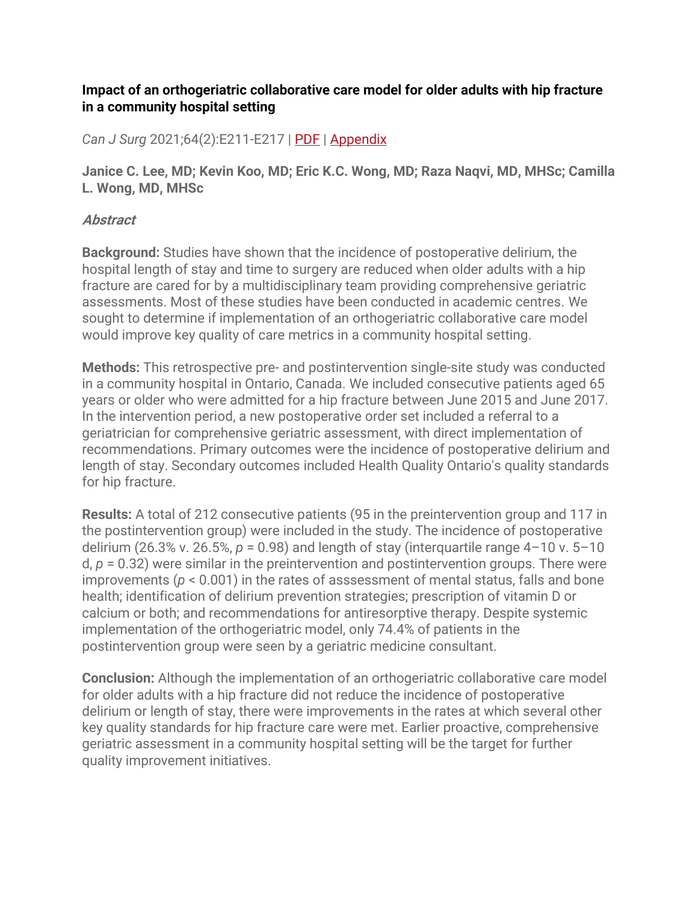# Impact of an orthogeriatric collaborative care model for older adults with hip fracture in a community hospital setting

*Can J Surg* 2021;64(2):E211-E217 | PDF | Appendix

**Janice C. Lee, MD; Kevin Koo, MD; Eric K.C. Wong, MD; Raza Naqvi, MD, MHSc; Camilla L. Wong, MD, MHSc**

## *Abstract*

**Background:** Studies have shown that the incidence of postoperative delirium, the hospital length of stay and time to surgery are reduced when older adults with a hip fracture are cared for by a multidisciplinary team providing comprehensive geriatric assessments. Most of these studies have been conducted in academic centres. We sought to determine if implementation of an orthogeriatric collaborative care model would improve key quality of care metrics in a community hospital setting.

**Methods:** This retrospective pre- and postintervention single-site study was conducted in a community hospital in Ontario, Canada. We included consecutive patients aged 65 years or older who were admitted for a hip fracture between June 2015 and June 2017. In the intervention period, a new postoperative order set included a referral to a geriatrician for comprehensive geriatric assessment, with direct implementation of recommendations. Primary outcomes were the incidence of postoperative delirium and length of stay. Secondary outcomes included Health Quality Ontario's quality standards for hip fracture.

**Results:** A total of 212 consecutive patients (95 in the preintervention group and 117 in the postintervention group) were included in the study. The incidence of postoperative delirium (26.3% v. 26.5%, $p = 0.98$) and length of stay (interquartile range 4–10 v. 5–10 d, $p = 0.32$) were similar in the preintervention and postintervention groups. There were improvements ($p < 0.001$) in the rates of asssessment of mental status, falls and bone health; identification of delirium prevention strategies; prescription of vitamin D or calcium or both; and recommendations for antiresorptive therapy. Despite systemic implementation of the orthogeriatric model, only 74.4% of patients in the postintervention group were seen by a geriatric medicine consultant.

**Conclusion:** Although the implementation of an orthogeriatric collaborative care model for older adults with a hip fracture did not reduce the incidence of postoperative delirium or length of stay, there were improvements in the rates at which several other key quality standards for hip fracture care were met. Earlier proactive, comprehensive geriatric assessment in a community hospital setting will be the target for further quality improvement initiatives.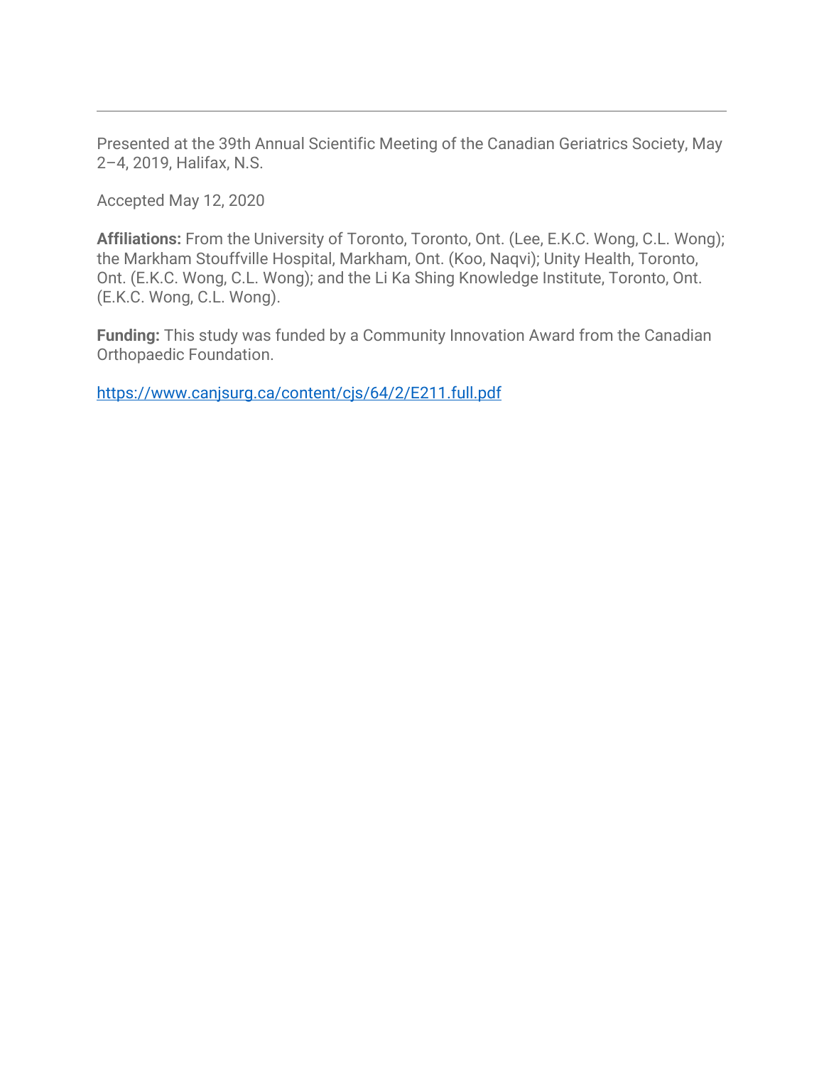---

Presented at the 39th Annual Scientific Meeting of the Canadian Geriatrics Society, May 2–4, 2019, Halifax, N.S.

Accepted May 12, 2020

**Affiliations:** From the University of Toronto, Toronto, Ont. (Lee, E.K.C. Wong, C.L. Wong); the Markham Stouffville Hospital, Markham, Ont. (Koo, Naqvi); Unity Health, Toronto, Ont. (E.K.C. Wong, C.L. Wong); and the Li Ka Shing Knowledge Institute, Toronto, Ont. (E.K.C. Wong, C.L. Wong).

**Funding:** This study was funded by a Community Innovation Award from the Canadian Orthopaedic Foundation.

https://www.canjsurg.ca/content/cjs/64/2/E211.full.pdf